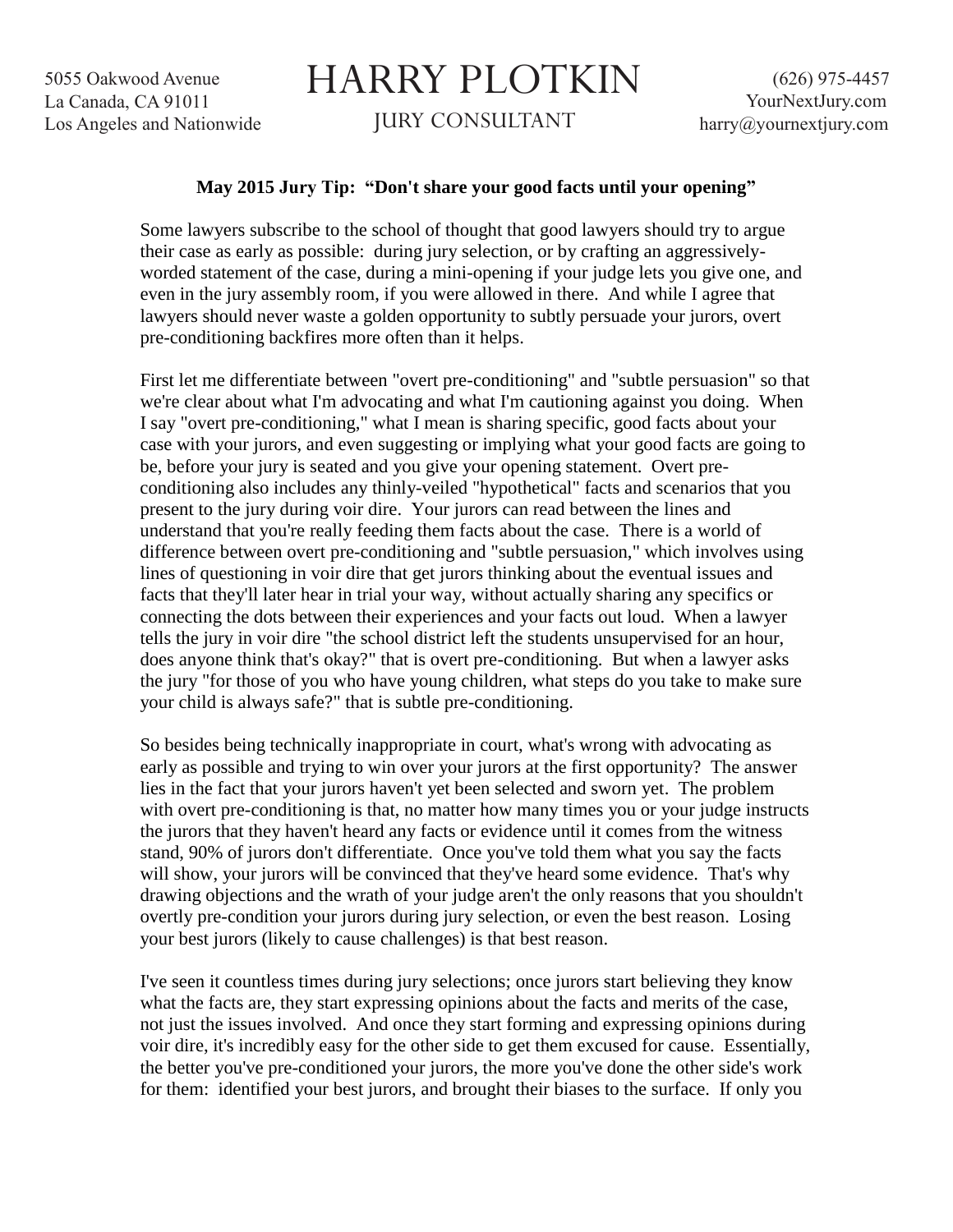5055 Oakwood Avenue
La Canada, CA 91011
Los Angeles and Nationwide

# HARRY PLOTKIN

JURY CONSULTANT

(626) 975-4457
YourNextJury.com
harry@yournextjury.com

**May 2015 Jury Tip: "Don't share your good facts until your opening"**

Some lawyers subscribe to the school of thought that good lawyers should try to argue their case as early as possible: during jury selection, or by crafting an aggressively-worded statement of the case, during a mini-opening if your judge lets you give one, and even in the jury assembly room, if you were allowed in there. And while I agree that lawyers should never waste a golden opportunity to subtly persuade your jurors, overt pre-conditioning backfires more often than it helps.

First let me differentiate between "overt pre-conditioning" and "subtle persuasion" so that we're clear about what I'm advocating and what I'm cautioning against you doing. When I say "overt pre-conditioning," what I mean is sharing specific, good facts about your case with your jurors, and even suggesting or implying what your good facts are going to be, before your jury is seated and you give your opening statement. Overt pre-conditioning also includes any thinly-veiled "hypothetical" facts and scenarios that you present to the jury during voir dire. Your jurors can read between the lines and understand that you're really feeding them facts about the case. There is a world of difference between overt pre-conditioning and "subtle persuasion," which involves using lines of questioning in voir dire that get jurors thinking about the eventual issues and facts that they'll later hear in trial your way, without actually sharing any specifics or connecting the dots between their experiences and your facts out loud. When a lawyer tells the jury in voir dire "the school district left the students unsupervised for an hour, does anyone think that's okay?" that is overt pre-conditioning. But when a lawyer asks the jury "for those of you who have young children, what steps do you take to make sure your child is always safe?" that is subtle pre-conditioning.

So besides being technically inappropriate in court, what's wrong with advocating as early as possible and trying to win over your jurors at the first opportunity? The answer lies in the fact that your jurors haven't yet been selected and sworn yet. The problem with overt pre-conditioning is that, no matter how many times you or your judge instructs the jurors that they haven't heard any facts or evidence until it comes from the witness stand, 90% of jurors don't differentiate. Once you've told them what you say the facts will show, your jurors will be convinced that they've heard some evidence. That's why drawing objections and the wrath of your judge aren't the only reasons that you shouldn't overtly pre-condition your jurors during jury selection, or even the best reason. Losing your best jurors (likely to cause challenges) is that best reason.

I've seen it countless times during jury selections; once jurors start believing they know what the facts are, they start expressing opinions about the facts and merits of the case, not just the issues involved. And once they start forming and expressing opinions during voir dire, it's incredibly easy for the other side to get them excused for cause. Essentially, the better you've pre-conditioned your jurors, the more you've done the other side's work for them: identified your best jurors, and brought their biases to the surface. If only you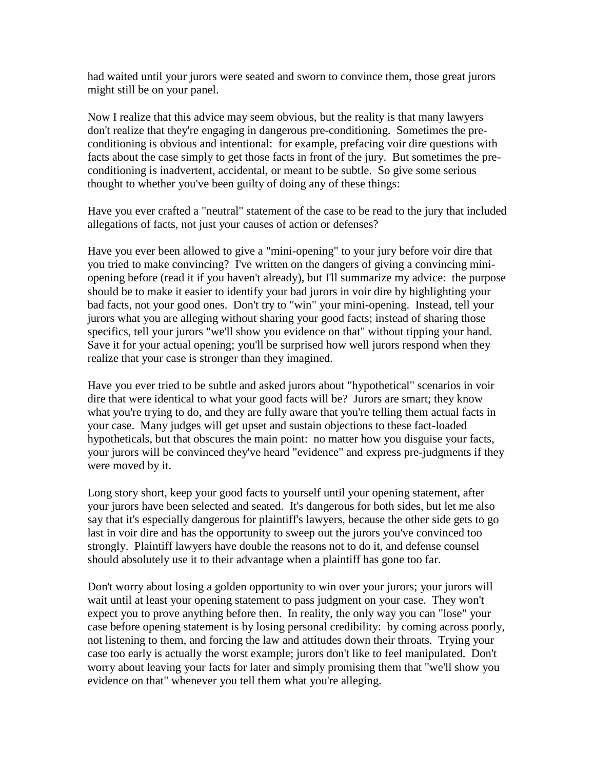had waited until your jurors were seated and sworn to convince them, those great jurors might still be on your panel.

Now I realize that this advice may seem obvious, but the reality is that many lawyers don't realize that they're engaging in dangerous pre-conditioning. Sometimes the pre-conditioning is obvious and intentional: for example, prefacing voir dire questions with facts about the case simply to get those facts in front of the jury. But sometimes the pre-conditioning is inadvertent, accidental, or meant to be subtle. So give some serious thought to whether you've been guilty of doing any of these things:

Have you ever crafted a "neutral" statement of the case to be read to the jury that included allegations of facts, not just your causes of action or defenses?

Have you ever been allowed to give a "mini-opening" to your jury before voir dire that you tried to make convincing? I've written on the dangers of giving a convincing mini-opening before (read it if you haven't already), but I'll summarize my advice: the purpose should be to make it easier to identify your bad jurors in voir dire by highlighting your bad facts, not your good ones. Don't try to "win" your mini-opening. Instead, tell your jurors what you are alleging without sharing your good facts; instead of sharing those specifics, tell your jurors "we'll show you evidence on that" without tipping your hand. Save it for your actual opening; you'll be surprised how well jurors respond when they realize that your case is stronger than they imagined.

Have you ever tried to be subtle and asked jurors about "hypothetical" scenarios in voir dire that were identical to what your good facts will be? Jurors are smart; they know what you're trying to do, and they are fully aware that you're telling them actual facts in your case. Many judges will get upset and sustain objections to these fact-loaded hypotheticals, but that obscures the main point: no matter how you disguise your facts, your jurors will be convinced they've heard "evidence" and express pre-judgments if they were moved by it.

Long story short, keep your good facts to yourself until your opening statement, after your jurors have been selected and seated. It's dangerous for both sides, but let me also say that it's especially dangerous for plaintiff's lawyers, because the other side gets to go last in voir dire and has the opportunity to sweep out the jurors you've convinced too strongly. Plaintiff lawyers have double the reasons not to do it, and defense counsel should absolutely use it to their advantage when a plaintiff has gone too far.

Don't worry about losing a golden opportunity to win over your jurors; your jurors will wait until at least your opening statement to pass judgment on your case. They won't expect you to prove anything before then. In reality, the only way you can "lose" your case before opening statement is by losing personal credibility: by coming across poorly, not listening to them, and forcing the law and attitudes down their throats. Trying your case too early is actually the worst example; jurors don't like to feel manipulated. Don't worry about leaving your facts for later and simply promising them that "we'll show you evidence on that" whenever you tell them what you're alleging.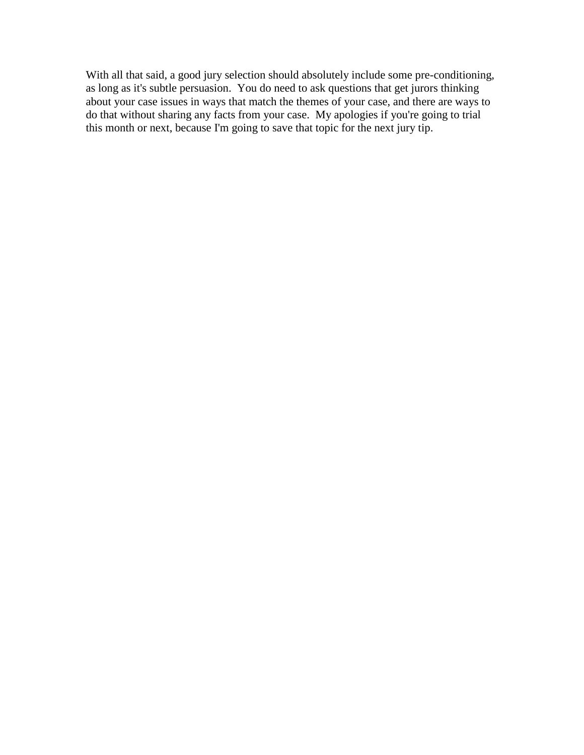With all that said, a good jury selection should absolutely include some pre-conditioning, as long as it's subtle persuasion. You do need to ask questions that get jurors thinking about your case issues in ways that match the themes of your case, and there are ways to do that without sharing any facts from your case. My apologies if you're going to trial this month or next, because I'm going to save that topic for the next jury tip.